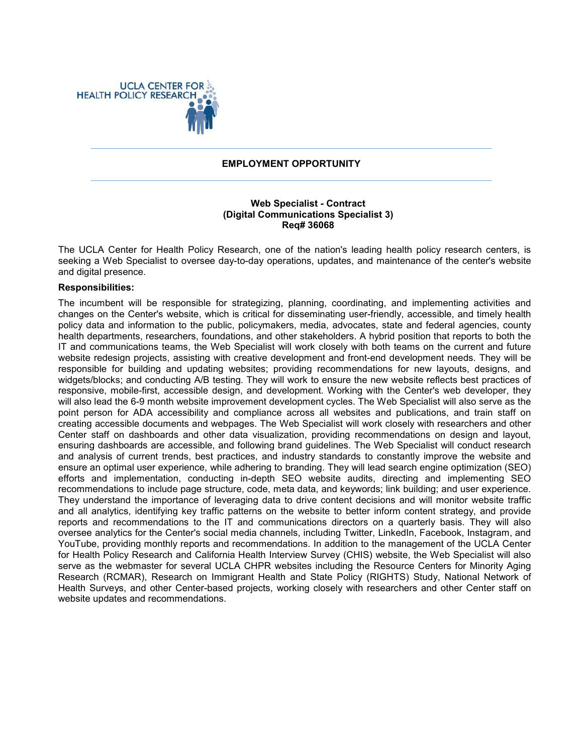UCLA CENTER FOR HEALTH POLICY RESEARCH

## EMPLOYMENT OPPORTUNITY

### Web Specialist - Contract
### (Digital Communications Specialist 3)
### Req# 36068

The UCLA Center for Health Policy Research, one of the nation's leading health policy research centers, is seeking a Web Specialist to oversee day-to-day operations, updates, and maintenance of the center's website and digital presence.

**Responsibilities:**

The incumbent will be responsible for strategizing, planning, coordinating, and implementing activities and changes on the Center's website, which is critical for disseminating user-friendly, accessible, and timely health policy data and information to the public, policymakers, media, advocates, state and federal agencies, county health departments, researchers, foundations, and other stakeholders. A hybrid position that reports to both the IT and communications teams, the Web Specialist will work closely with both teams on the current and future website redesign projects, assisting with creative development and front-end development needs. They will be responsible for building and updating websites; providing recommendations for new layouts, designs, and widgets/blocks; and conducting A/B testing. They will work to ensure the new website reflects best practices of responsive, mobile-first, accessible design, and development. Working with the Center's web developer, they will also lead the 6-9 month website improvement development cycles. The Web Specialist will also serve as the point person for ADA accessibility and compliance across all websites and publications, and train staff on creating accessible documents and webpages. The Web Specialist will work closely with researchers and other Center staff on dashboards and other data visualization, providing recommendations on design and layout, ensuring dashboards are accessible, and following brand guidelines. The Web Specialist will conduct research and analysis of current trends, best practices, and industry standards to constantly improve the website and ensure an optimal user experience, while adhering to branding. They will lead search engine optimization (SEO) efforts and implementation, conducting in-depth SEO website audits, directing and implementing SEO recommendations to include page structure, code, meta data, and keywords; link building; and user experience. They understand the importance of leveraging data to drive content decisions and will monitor website traffic and all analytics, identifying key traffic patterns on the website to better inform content strategy, and provide reports and recommendations to the IT and communications directors on a quarterly basis. They will also oversee analytics for the Center's social media channels, including Twitter, LinkedIn, Facebook, Instagram, and YouTube, providing monthly reports and recommendations. In addition to the management of the UCLA Center for Health Policy Research and California Health Interview Survey (CHIS) website, the Web Specialist will also serve as the webmaster for several UCLA CHPR websites including the Resource Centers for Minority Aging Research (RCMAR), Research on Immigrant Health and State Policy (RIGHTS) Study, National Network of Health Surveys, and other Center-based projects, working closely with researchers and other Center staff on website updates and recommendations.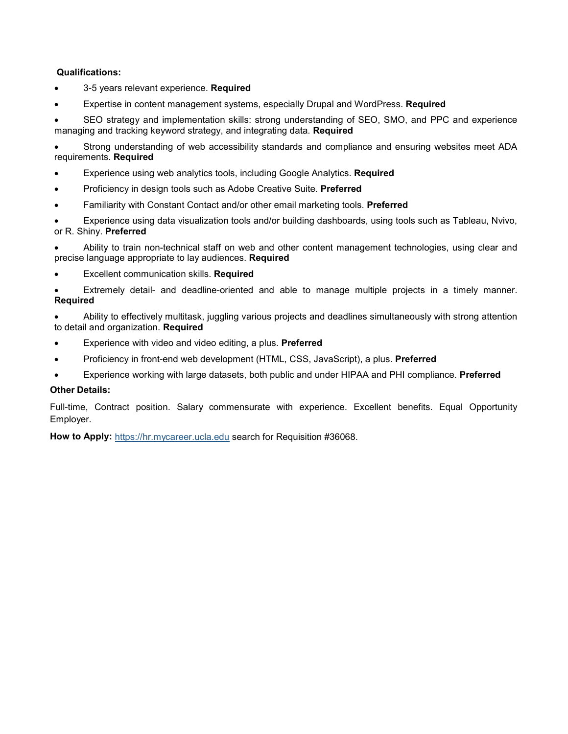**Qualifications:**

- 3-5 years relevant experience. **Required**
- Expertise in content management systems, especially Drupal and WordPress. **Required**
- SEO strategy and implementation skills: strong understanding of SEO, SMO, and PPC and experience managing and tracking keyword strategy, and integrating data. **Required**
- Strong understanding of web accessibility standards and compliance and ensuring websites meet ADA requirements. **Required**
- Experience using web analytics tools, including Google Analytics. **Required**
- Proficiency in design tools such as Adobe Creative Suite. **Preferred**
- Familiarity with Constant Contact and/or other email marketing tools. **Preferred**
- Experience using data visualization tools and/or building dashboards, using tools such as Tableau, Nvivo, or R. Shiny. **Preferred**
- Ability to train non-technical staff on web and other content management technologies, using clear and precise language appropriate to lay audiences. **Required**
- Excellent communication skills. **Required**
- Extremely detail- and deadline-oriented and able to manage multiple projects in a timely manner. **Required**
- Ability to effectively multitask, juggling various projects and deadlines simultaneously with strong attention to detail and organization. **Required**
- Experience with video and video editing, a plus. **Preferred**
- Proficiency in front-end web development (HTML, CSS, JavaScript), a plus. **Preferred**
- Experience working with large datasets, both public and under HIPAA and PHI compliance. **Preferred**

**Other Details:**

Full-time, Contract position. Salary commensurate with experience. Excellent benefits. Equal Opportunity Employer.

**How to Apply:** https://hr.mycareer.ucla.edu search for Requisition #36068.